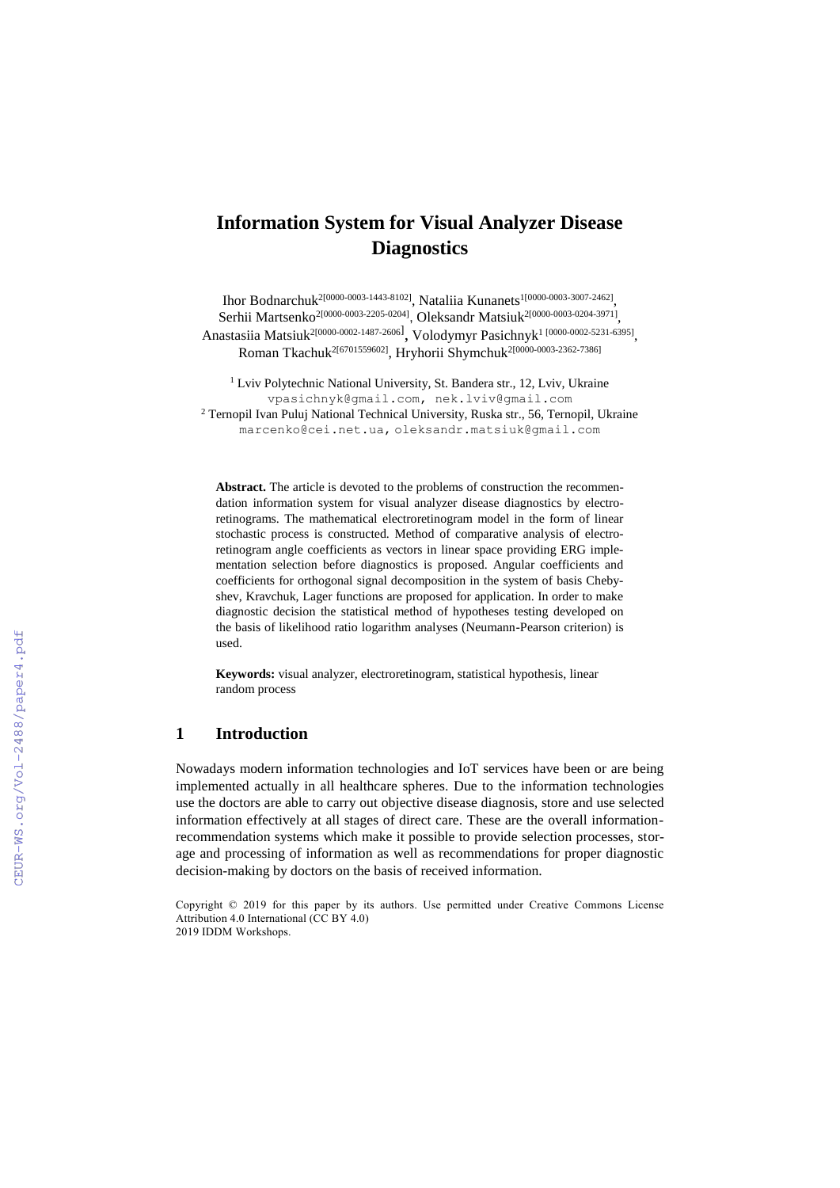# Information System for Visual Analyzer Disease Diagnostics

Ihor Bodnarchuk[2[0000-0003-1443-8102]], Nataliia Kunanets[1[0000-0003-3007-2462]], Serhii Martsenko[2[0000-0003-2205-0204]], Oleksandr Matsiuk[2[0000-0003-0204-3971]], Anastasiia Matsiuk[2[0000-0002-1487-2606]], Volodymyr Pasichnyk[1 [0000-0002-5231-6395]], Roman Tkachuk[2[6701559602]], Hryhorii Shymchuk[2[0000-0003-2362-7386]]

[1] Lviv Polytechnic National University, St. Bandera str., 12, Lviv, Ukraine
vpasichnyk@gmail.com, nek.lviv@gmail.com

[2] Ternopil Ivan Puluj National Technical University, Ruska str., 56, Ternopil, Ukraine
marcenko@cei.net.ua, oleksandr.matsiuk@gmail.com

**Abstract.** The article is devoted to the problems of construction the recommendation information system for visual analyzer disease diagnostics by electroretinograms. The mathematical electroretinogram model in the form of linear stochastic process is constructed. Method of comparative analysis of electroretinogram angle coefficients as vectors in linear space providing ERG implementation selection before diagnostics is proposed. Angular coefficients and coefficients for orthogonal signal decomposition in the system of basis Chebyshev, Kravchuk, Lager functions are proposed for application. In order to make diagnostic decision the statistical method of hypotheses testing developed on the basis of likelihood ratio logarithm analyses (Neumann-Pearson criterion) is used.

**Keywords:** visual analyzer, electroretinogram, statistical hypothesis, linear random process

## 1 Introduction

Nowadays modern information technologies and IoT services have been or are being implemented actually in all healthcare spheres. Due to the information technologies use the doctors are able to carry out objective disease diagnosis, store and use selected information effectively at all stages of direct care. These are the overall information-recommendation systems which make it possible to provide selection processes, storage and processing of information as well as recommendations for proper diagnostic decision-making by doctors on the basis of received information.

Copyright © 2019 for this paper by its authors. Use permitted under Creative Commons License Attribution 4.0 International (CC BY 4.0)
2019 IDDM Workshops.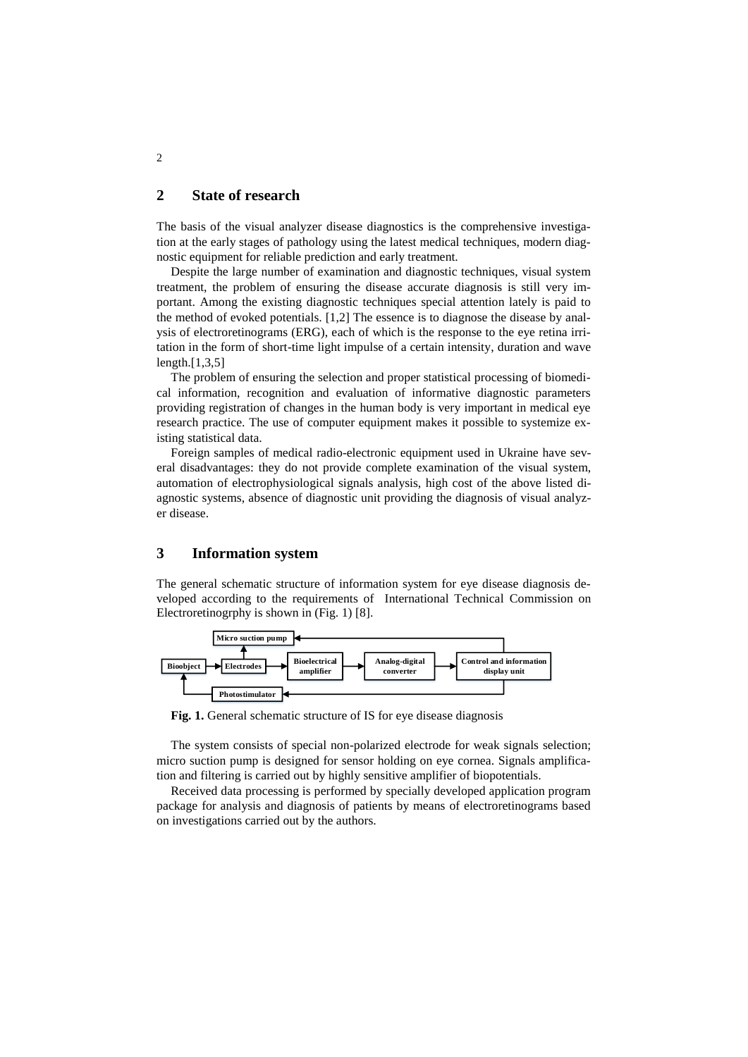## 2 State of research

The basis of the visual analyzer disease diagnostics is the comprehensive investigation at the early stages of pathology using the latest medical techniques, modern diagnostic equipment for reliable prediction and early treatment.

Despite the large number of examination and diagnostic techniques, visual system treatment, the problem of ensuring the disease accurate diagnosis is still very important. Among the existing diagnostic techniques special attention lately is paid to the method of evoked potentials. [1,2] The essence is to diagnose the disease by analysis of electroretinograms (ERG), each of which is the response to the eye retina irritation in the form of short-time light impulse of a certain intensity, duration and wave length.[1,3,5]

The problem of ensuring the selection and proper statistical processing of biomedical information, recognition and evaluation of informative diagnostic parameters providing registration of changes in the human body is very important in medical eye research practice. The use of computer equipment makes it possible to systemize existing statistical data.

Foreign samples of medical radio-electronic equipment used in Ukraine have several disadvantages: they do not provide complete examination of the visual system, automation of electrophysiological signals analysis, high cost of the above listed diagnostic systems, absence of diagnostic unit providing the diagnosis of visual analyzer disease.

## 3 Information system

The general schematic structure of information system for eye disease diagnosis developed according to the requirements of International Technical Commission on Electroretinogrphy is shown in (Fig. 1) [8].

**Fig. 1.** General schematic structure of IS for eye disease diagnosis

The system consists of special non-polarized electrode for weak signals selection; micro suction pump is designed for sensor holding on eye cornea. Signals amplification and filtering is carried out by highly sensitive amplifier of biopotentials.

Received data processing is performed by specially developed application program package for analysis and diagnosis of patients by means of electroretinograms based on investigations carried out by the authors.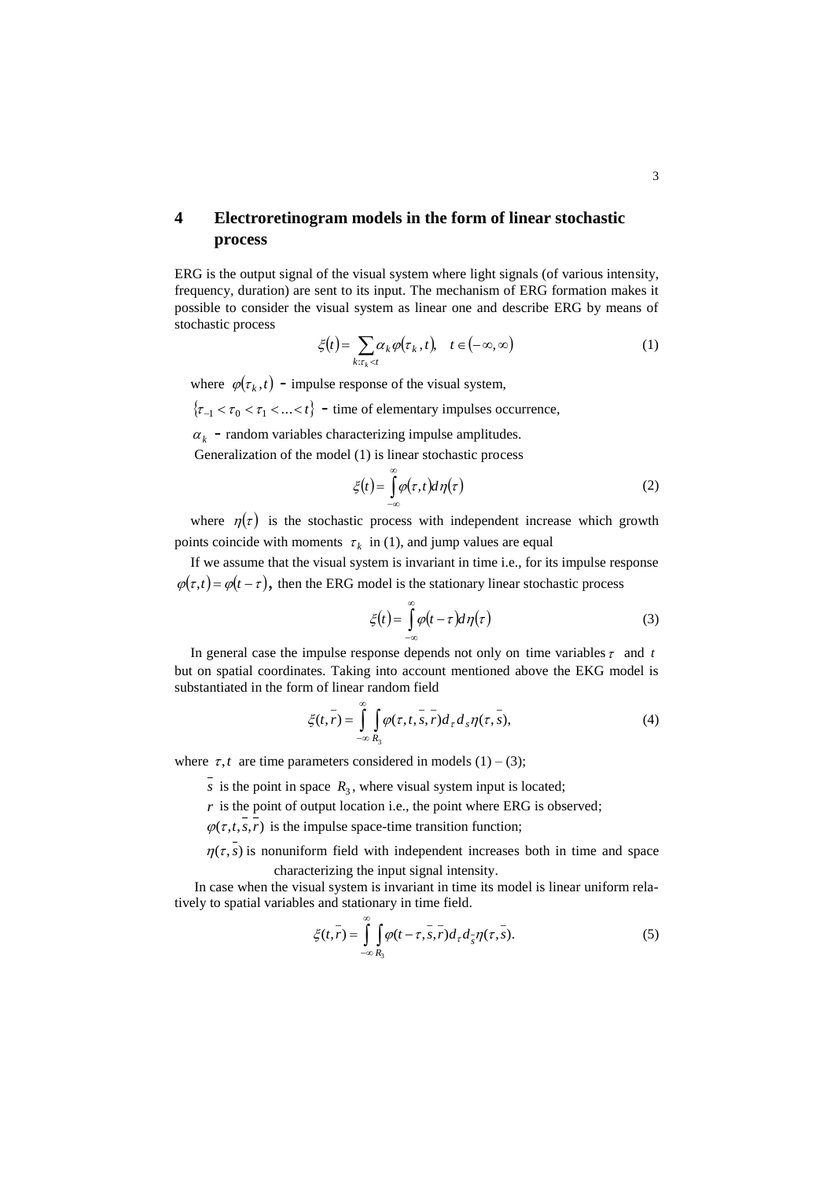## 4 Electroretinogram models in the form of linear stochastic process

ERG is the output signal of the visual system where light signals (of various intensity, frequency, duration) are sent to its input. The mechanism of ERG formation makes it possible to consider the visual system as linear one and describe ERG by means of stochastic process

$$\xi(t) = \sum_{k:\tau_k < t} \alpha_k \varphi(\tau_k, t), \quad t \in (-\infty, \infty) \tag{1}$$

where $\varphi(\tau_k, t)$ – impulse response of the visual system,

$\{\tau_{-1} < \tau_0 < \tau_1 < \ldots < t\}$ – time of elementary impulses occurrence,

$\alpha_k$ – random variables characterizing impulse amplitudes.

Generalization of the model (1) is linear stochastic process

$$\xi(t) = \int_{-\infty}^{\infty} \varphi(\tau, t) d\eta(\tau) \tag{2}$$

where $\eta(\tau)$ is the stochastic process with independent increase which growth points coincide with moments $\tau_k$ in (1), and jump values are equal

If we assume that the visual system is invariant in time i.e., for its impulse response $\varphi(\tau, t) = \varphi(t - \tau)$, then the ERG model is the stationary linear stochastic process

$$\xi(t) = \int_{-\infty}^{\infty} \varphi(t - \tau) d\eta(\tau) \tag{3}$$

In general case the impulse response depends not only on time variables $\tau$ and $t$ but on spatial coordinates. Taking into account mentioned above the EKG model is substantiated in the form of linear random field

$$\xi(t, \bar{r}) = \int_{-\infty}^{\infty} \int_{R_3} \varphi(\tau, t, \bar{s}, \bar{r}) d_\tau d_s \eta(\tau, \bar{s}), \tag{4}$$

where $\tau, t$ are time parameters considered in models (1) – (3);

$\bar{s}$ is the point in space $R_3$, where visual system input is located;

$r$ is the point of output location i.e., the point where ERG is observed;

$\varphi(\tau, t, \bar{s}, \bar{r})$ is the impulse space-time transition function;

$\eta(\tau, \bar{s})$ is nonuniform field with independent increases both in time and space characterizing the input signal intensity.

In case when the visual system is invariant in time its model is linear uniform relatively to spatial variables and stationary in time field.

$$\xi(t, \bar{r}) = \int_{-\infty}^{\infty} \int_{R_3} \varphi(t - \tau, \bar{s}, \bar{r}) d_\tau d_{\bar{s}} \eta(\tau, \bar{s}). \tag{5}$$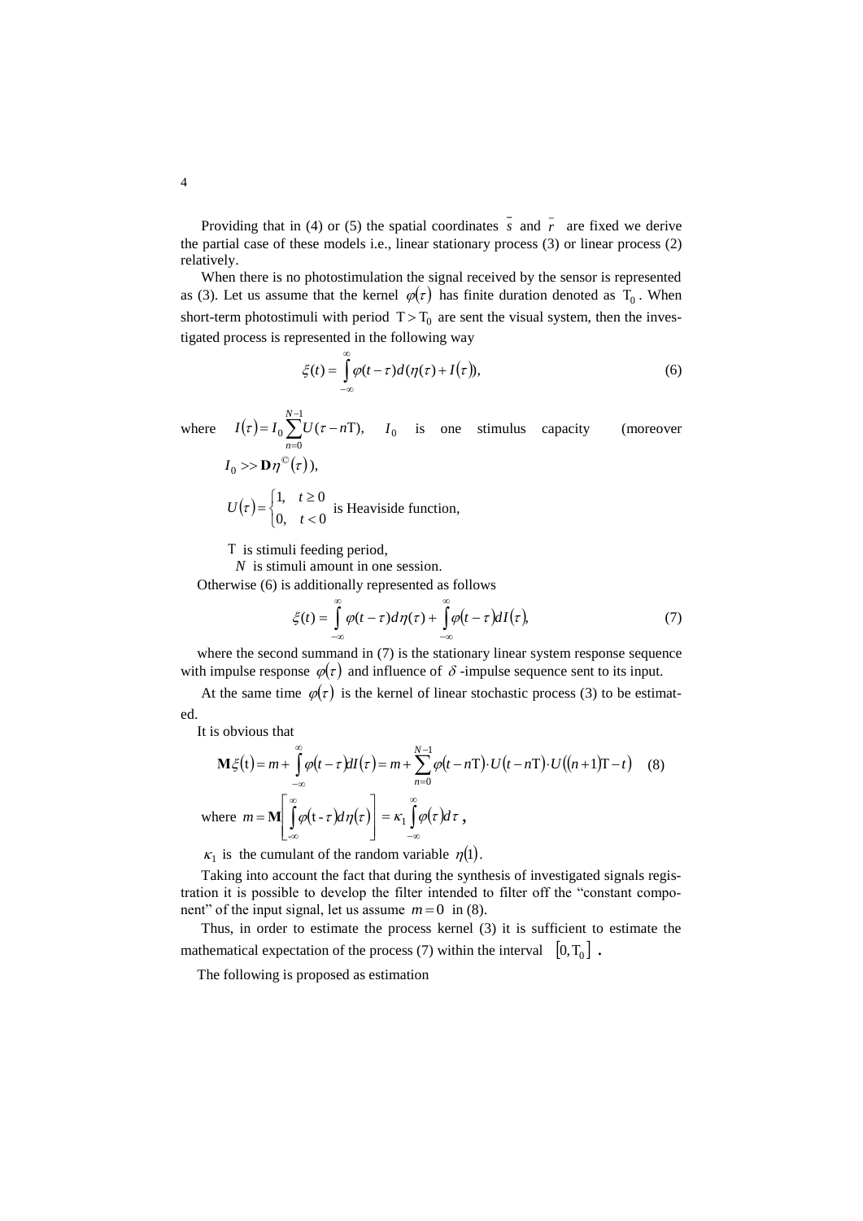Providing that in (4) or (5) the spatial coordinates $\bar{s}$ and $\bar{r}$ are fixed we derive the partial case of these models i.e., linear stationary process (3) or linear process (2) relatively.

When there is no photostimulation the signal received by the sensor is represented as (3). Let us assume that the kernel $\varphi(\tau)$ has finite duration denoted as $\mathrm{T}_0$. When short-term photostimuli with period $\mathrm{T} > \mathrm{T}_0$ are sent the visual system, then the investigated process is represented in the following way

$$\xi(t) = \int_{-\infty}^{\infty} \varphi(t-\tau)\, d(\eta(\tau) + I(\tau)), \tag{6}$$

where $I(\tau) = I_0 \sum_{n=0}^{N-1} U(\tau - n\mathrm{T}),$ $I_0$ is one stimulus capacity (moreover $I_0 >> \mathbf{D}\eta^{\copyright}(\tau)$),

$U(\tau) = \begin{cases} 1, & t \geq 0 \\ 0, & t < 0 \end{cases}$ is Heaviside function,

$\mathrm{T}$ is stimuli feeding period,

$N$ is stimuli amount in one session.

Otherwise (6) is additionally represented as follows

$$\xi(t) = \int_{-\infty}^{\infty} \varphi(t-\tau)\, d\eta(\tau) + \int_{-\infty}^{\infty} \varphi(t-\tau)\, dI(\tau), \tag{7}$$

where the second summand in (7) is the stationary linear system response sequence with impulse response $\varphi(\tau)$ and influence of $\delta$-impulse sequence sent to its input.

At the same time $\varphi(\tau)$ is the kernel of linear stochastic process (3) to be estimated.

It is obvious that

$$\mathbf{M}\xi(\mathrm{t}) = m + \int_{-\infty}^{\infty} \varphi(t-\tau)\, dI(\tau) = m + \sum_{n=0}^{N-1} \varphi(t - n\mathrm{T}) \cdot U(t - n\mathrm{T}) \cdot U((n+1)\mathrm{T} - t) \tag{8}$$

where $m = \mathbf{M}\left[\int_{-\infty}^{\infty} \varphi(\mathrm{t} - \tau)\, d\eta(\tau)\right] = \kappa_1 \int_{-\infty}^{\infty} \varphi(\tau)\, d\tau$,

$\kappa_1$ is the cumulant of the random variable $\eta(1)$.

Taking into account the fact that during the synthesis of investigated signals registration it is possible to develop the filter intended to filter off the "constant component" of the input signal, let us assume $m = 0$ in (8).

Thus, in order to estimate the process kernel (3) it is sufficient to estimate the mathematical expectation of the process (7) within the interval $[0, \mathrm{T}_0]$.

The following is proposed as estimation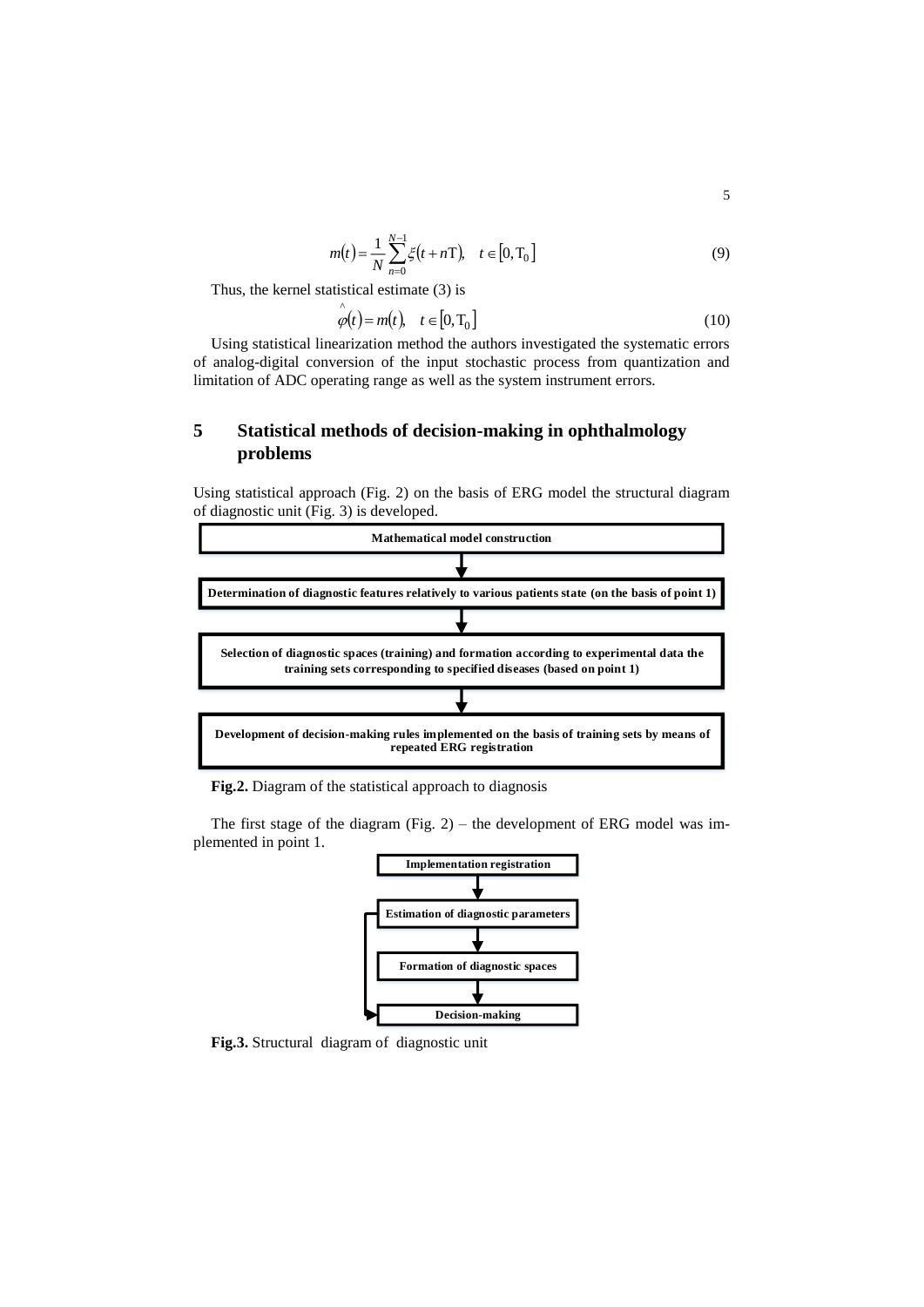$$m(t) = \frac{1}{N}\sum_{n=0}^{N-1}\xi(t + n\mathrm{T}), \quad t \in [0, \mathrm{T}_0] \tag{9}$$

Thus, the kernel statistical estimate (3) is

$$\hat{\varphi}(t) = m(t), \quad t \in [0, \mathrm{T}_0] \tag{10}$$

Using statistical linearization method the authors investigated the systematic errors of analog-digital conversion of the input stochastic process from quantization and limitation of ADC operating range as well as the system instrument errors.

## 5 Statistical methods of decision-making in ophthalmology problems

Using statistical approach (Fig. 2) on the basis of ERG model the structural diagram of diagnostic unit (Fig. 3) is developed.

**Mathematical model construction**

↓

**Determination of diagnostic features relatively to various patients state (on the basis of point 1)**

↓

**Selection of diagnostic spaces (training) and formation according to experimental data the training sets corresponding to specified diseases (based on point 1)**

↓

**Development of decision-making rules implemented on the basis of training sets by means of repeated ERG registration**

**Fig.2.** Diagram of the statistical approach to diagnosis

The first stage of the diagram (Fig. 2) – the development of ERG model was implemented in point 1.

**Implementation registration**

↓

**Estimation of diagnostic parameters**

↓

**Formation of diagnostic spaces**

↓

**Decision-making**

**Fig.3.** Structural diagram of diagnostic unit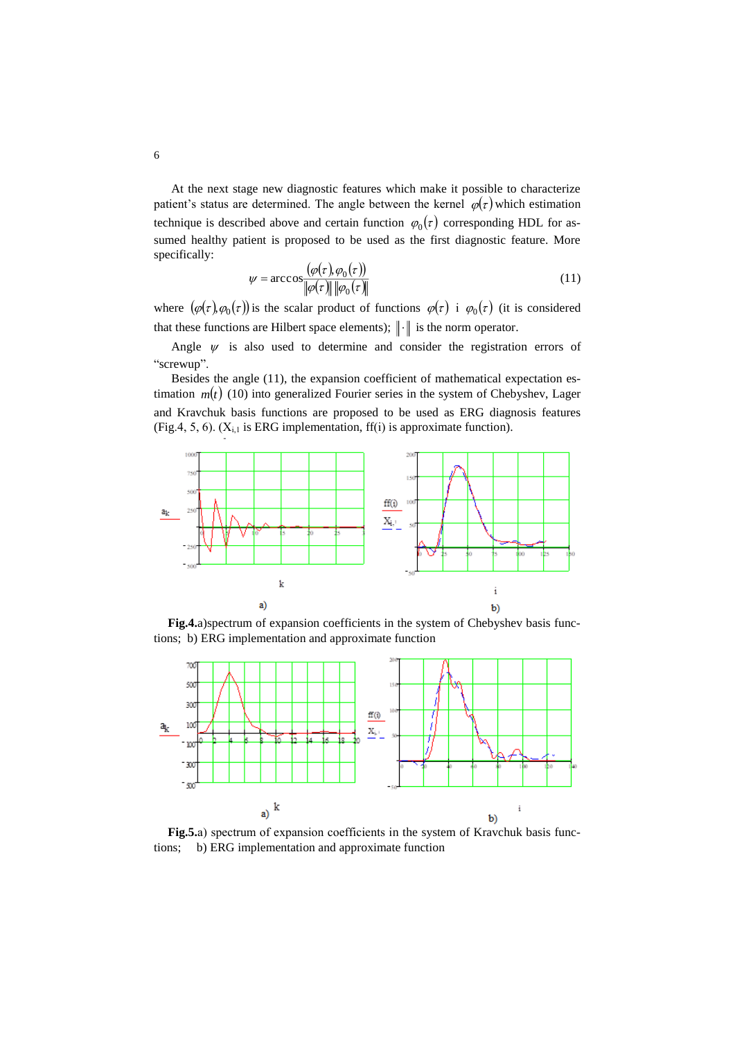At the next stage new diagnostic features which make it possible to characterize patient's status are determined. The angle between the kernel $\varphi(\tau)$ which estimation technique is described above and certain function $\varphi_0(\tau)$ corresponding HDL for assumed healthy patient is proposed to be used as the first diagnostic feature. More specifically:

$$\psi = \arccos\frac{(\varphi(\tau), \varphi_0(\tau))}{\|\varphi(\tau)\| \, \|\varphi_0(\tau)\|} \tag{11}$$

where $(\varphi(\tau), \varphi_0(\tau))$ is the scalar product of functions $\varphi(\tau)$ i $\varphi_0(\tau)$ (it is considered that these functions are Hilbert space elements); $\|\cdot\|$ is the norm operator.

Angle $\psi$ is also used to determine and consider the registration errors of "screwup".

Besides the angle (11), the expansion coefficient of mathematical expectation estimation $m(t)$ (10) into generalized Fourier series in the system of Chebyshev, Lager and Kravchuk basis functions are proposed to be used as ERG diagnosis features (Fig.4, 5, 6). ($X_{i,1}$ is ERG implementation, ff(i) is approximate function).

**Fig.4.**a)spectrum of expansion coefficients in the system of Chebyshev basis functions; b) ERG implementation and approximate function

**Fig.5.**a) spectrum of expansion coefficients in the system of Kravchuk basis functions; b) ERG implementation and approximate function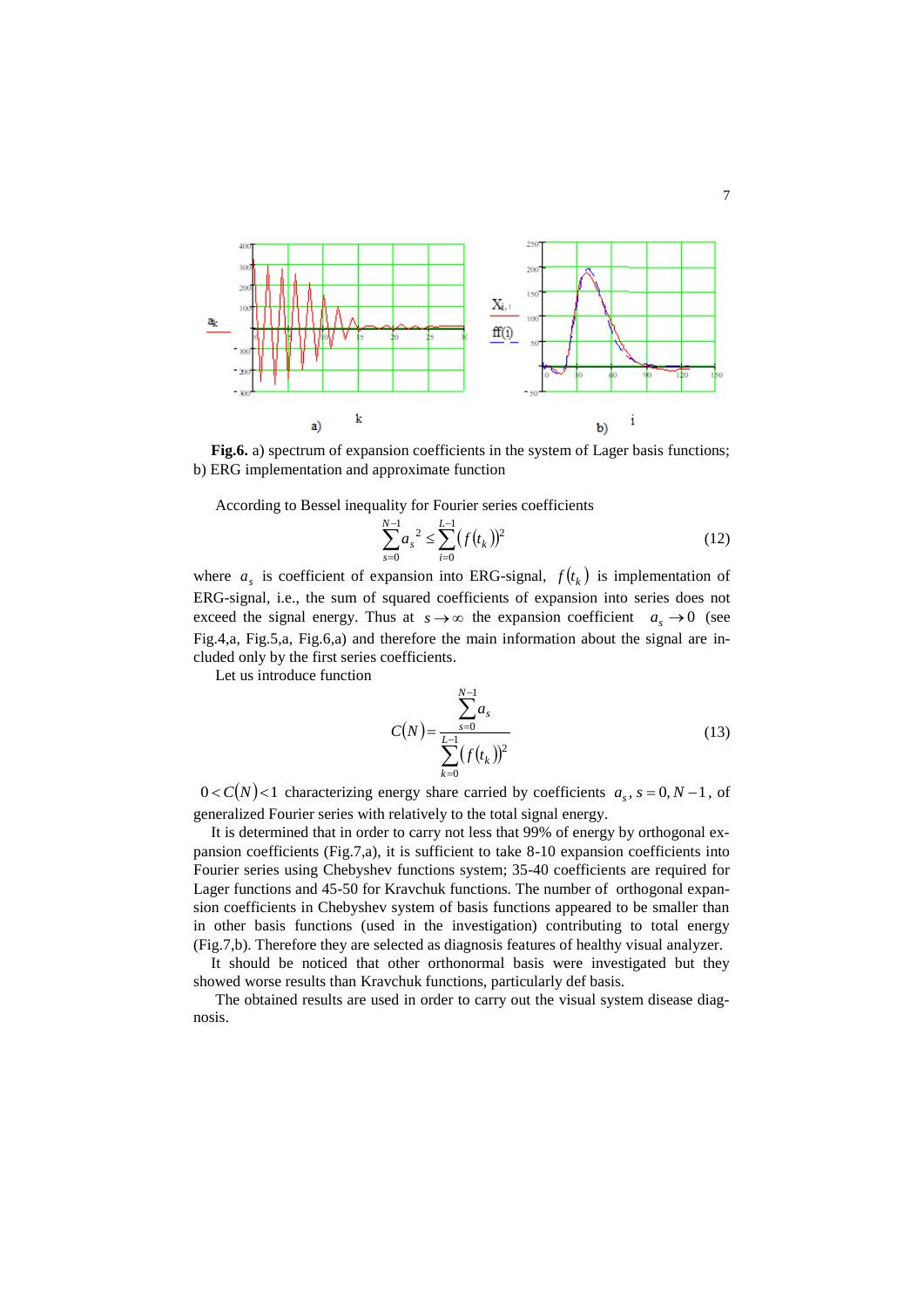**Fig.6.** a) spectrum of expansion coefficients in the system of Lager basis functions; b) ERG implementation and approximate function

According to Bessel inequality for Fourier series coefficients

$$\sum_{s=0}^{N-1} a_s^{\,2} \le \sum_{i=0}^{L-1} \left(f(t_k)\right)^2 \tag{12}$$

where $a_s$ is coefficient of expansion into ERG-signal, $f(t_k)$ is implementation of ERG-signal, i.e., the sum of squared coefficients of expansion into series does not exceed the signal energy. Thus at $s \to \infty$ the expansion coefficient $a_s \to 0$ (see Fig.4,a, Fig.5,a, Fig.6,a) and therefore the main information about the signal are included only by the first series coefficients.

Let us introduce function

$$C(N) = \frac{\sum_{s=0}^{N-1} a_s}{\sum_{k=0}^{L-1} \left(f(t_k)\right)^2} \tag{13}$$

$0 < C(N) < 1$ characterizing energy share carried by coefficients $a_s, s = 0, N-1$, of generalized Fourier series with relatively to the total signal energy.

It is determined that in order to carry not less that 99% of energy by orthogonal expansion coefficients (Fig.7,a), it is sufficient to take 8-10 expansion coefficients into Fourier series using Chebyshev functions system; 35-40 coefficients are required for Lager functions and 45-50 for Kravchuk functions. The number of orthogonal expansion coefficients in Chebyshev system of basis functions appeared to be smaller than in other basis functions (used in the investigation) contributing to total energy (Fig.7,b). Therefore they are selected as diagnosis features of healthy visual analyzer.

It should be noticed that other orthonormal basis were investigated but they showed worse results than Kravchuk functions, particularly def basis.

The obtained results are used in order to carry out the visual system disease diagnosis.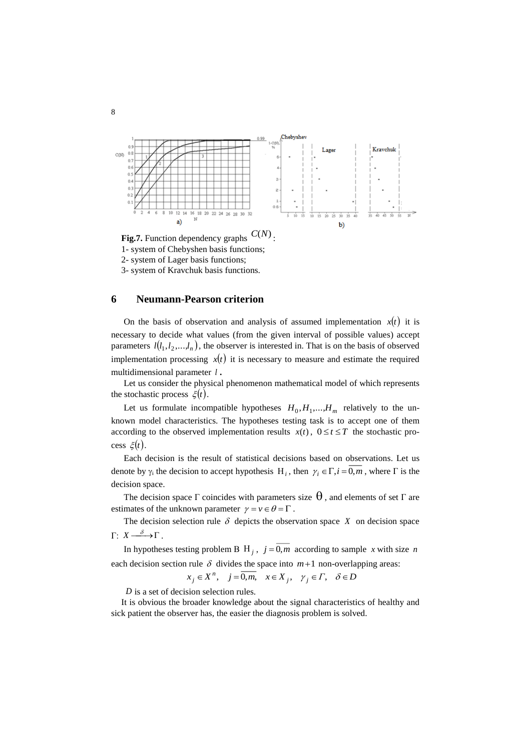**Fig.7.** Function dependency graphs $C(N)$:
1- system of Chebyshen basis functions;
2- system of Lager basis functions;
3- system of Kravchuk basis functions.

## 6 Neumann-Pearson criterion

On the basis of observation and analysis of assumed implementation $x(t)$ it is necessary to decide what values (from the given interval of possible values) accept parameters $l(l_1, l_2, ..., l_n)$, the observer is interested in. That is on the basis of observed implementation processing $x(t)$ it is necessary to measure and estimate the required multidimensional parameter $l$.

Let us consider the physical phenomenon mathematical model of which represents the stochastic process $\xi(t)$.

Let us formulate incompatible hypotheses $H_0, H_1, ..., H_m$ relatively to the unknown model characteristics. The hypotheses testing task is to accept one of them according to the observed implementation results $x(t)$, $0 \le t \le T$ the stochastic process $\xi(t)$.

Each decision is the result of statistical decisions based on observations. Let us denote by $\gamma_i$ the decision to accept hypothesis $H_i$, then $\gamma_i \in \Gamma, i = \overline{0, m}$, where $\Gamma$ is the decision space.

The decision space $\Gamma$ coincides with parameters size $\theta$, and elements of set $\Gamma$ are estimates of the unknown parameter $\gamma = v \in \theta = \Gamma$.

The decision selection rule $\delta$ depicts the observation space $X$ on decision space $\Gamma$: $X \xrightarrow{\delta} \Gamma$.

In hypotheses testing problem В $H_j$, $j = \overline{0, m}$ according to sample $x$ with size $n$ each decision section rule $\delta$ divides the space into $m+1$ non-overlapping areas:

$$x_j \in X^n, \quad j = \overline{0, m}, \quad x \in X_j, \quad \gamma_j \in \Gamma, \quad \delta \in D$$

$D$ is a set of decision selection rules.

It is obvious the broader knowledge about the signal characteristics of healthy and sick patient the observer has, the easier the diagnosis problem is solved.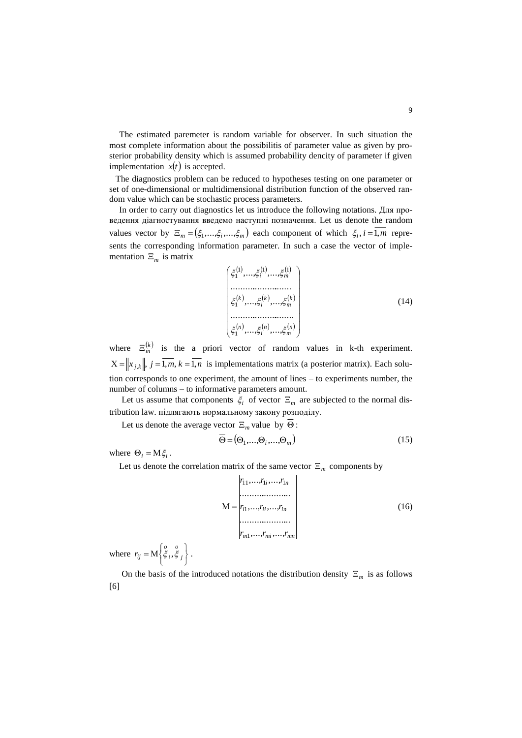The estimated paremeter is random variable for observer. In such situation the most complete information about the possibilitis of parameter value as given by prosterior probability density which is assumed probability dencity of parameter if given implementation $x(t)$ is accepted.

The diagnostics problem can be reduced to hypotheses testing on one parameter or set of one-dimensional or multidimensional distribution function of the observed random value which can be stochastic process parameters.

In order to carry out diagnostics let us introduce the following notations. Для проведення діагностування введемо наступні позначення. Let us denote the random values vector by $\Xi_m = (\xi_1, \ldots, \xi_i, \ldots, \xi_m)$ each component of which $\xi_i, i = \overline{1, m}$ represents the corresponding information parameter. In such a case the vector of implementation $\Xi_m$ is matrix

$$\begin{pmatrix} \xi_1^{(1)}, \ldots, \xi_i^{(1)}, \ldots, \xi_m^{(1)} \\ \ldots\ldots\ldots\ldots\ldots\ldots\ldots \\ \xi_1^{(k)}, \ldots, \xi_i^{(k)}, \ldots, \xi_m^{(k)} \\ \ldots\ldots\ldots\ldots\ldots\ldots\ldots \\ \xi_1^{(n)}, \ldots, \xi_i^{(n)}, \ldots, \xi_m^{(n)} \end{pmatrix} \tag{14}$$

where $\Xi_m^{(k)}$ is the a priori vector of random values in k-th experiment. $\mathrm{X} = \left\| x_{j,k} \right\|, \; j = \overline{1, m}, \; k = \overline{1, n}$ is implementations matrix (a posterior matrix). Each solution corresponds to one experiment, the amount of lines – to experiments number, the number of columns – to informative parameters amount.

Let us assume that components $\xi_i$ of vector $\Xi_m$ are subjected to the normal distribution law. підлягають нормальному закону розподілу.

Let us denote the average vector $\Xi_m$ value by $\overline{\Theta}$:

$$\overline{\Theta} = (\Theta_1, \ldots, \Theta_i, \ldots, \Theta_m) \tag{15}$$

where $\Theta_i = \mathrm{M}\xi_i$.

Let us denote the correlation matrix of the same vector $\Xi_m$ components by

$$\mathrm{M} = \begin{vmatrix} r_{11}, \ldots, r_{1i}, \ldots, r_{1n} \\ \ldots\ldots\ldots\ldots\ldots\ldots \\ r_{i1}, \ldots, r_{ii}, \ldots, r_{in} \\ \ldots\ldots\ldots\ldots\ldots\ldots \\ r_{m1}, \ldots, r_{mi}, \ldots, r_{mn} \end{vmatrix} \tag{16}$$

where $r_{ij} = \mathrm{M}\left\{ \overset{o}{\xi}_i, \overset{o}{\xi}_j \right\}$.

On the basis of the introduced notations the distribution density $\Xi_m$ is as follows [6]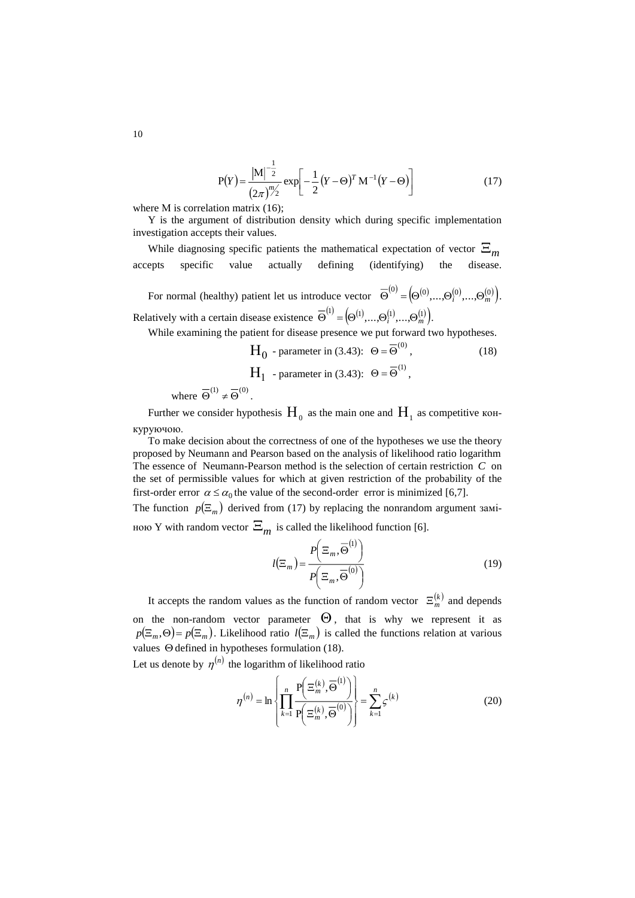$$\mathrm{P}(Y)=\frac{|\mathrm{M}|^{-\frac{1}{2}}}{(2\pi)^{m/2}}\exp\left[-\frac{1}{2}(Y-\Theta)^T\mathrm{M}^{-1}(Y-\Theta)\right] \tag{17}$$

where M is correlation matrix (16);

Y is the argument of distribution density which during specific implementation investigation accepts their values.

While diagnosing specific patients the mathematical expectation of vector $\Xi_m$ accepts specific value actually defining (identifying) the disease.

For normal (healthy) patient let us introduce vector $\overline{\Theta}^{(0)}=\left(\Theta^{(0)},...,\Theta_i^{(0)},...,\Theta_m^{(0)}\right)$. Relatively with a certain disease existence $\overline{\Theta}^{(1)}=\left(\Theta^{(1)},...,\Theta_i^{(1)},...,\Theta_m^{(1)}\right)$.

While examining the patient for disease presence we put forward two hypotheses.

$$\mathrm{H}_0 \text{ - parameter in (3.43): } \Theta=\overline{\Theta}^{(0)}, \tag{18}$$

$$\mathrm{H}_1 \text{ - parameter in (3.43): } \Theta=\overline{\Theta}^{(1)},$$

where $\overline{\Theta}^{(1)}\neq\overline{\Theta}^{(0)}$.

Further we consider hypothesis $\mathrm{H}_0$ as the main one and $\mathrm{H}_1$ as competitive конкуруючою.

To make decision about the correctness of one of the hypotheses we use the theory proposed by Neumann and Pearson based on the analysis of likelihood ratio logarithm The essence of Neumann-Pearson method is the selection of certain restriction $C$ on the set of permissible values for which at given restriction of the probability of the first-order error $\alpha\leq\alpha_0$ the value of the second-order error is minimized [6,7].

The function $p(\Xi_m)$ derived from (17) by replacing the nonrandom argument заміною Y with random vector $\Xi_m$ is called the likelihood function [6].

$$l(\Xi_m)=\frac{P\left(\Xi_m,\overline{\Theta}^{(1)}\right)}{P\left(\Xi_m,\overline{\Theta}^{(0)}\right)} \tag{19}$$

It accepts the random values as the function of random vector $\Xi_m^{(k)}$ and depends on the non-random vector parameter $\Theta$, that is why we represent it as $p(\Xi_m,\Theta)=p(\Xi_m)$. Likelihood ratio $l(\Xi_m)$ is called the functions relation at various values $\Theta$ defined in hypotheses formulation (18).

Let us denote by $\eta^{(n)}$ the logarithm of likelihood ratio

$$\eta^{(n)}=\ln\left\{\prod_{k=1}^{n}\frac{\mathrm{P}\left(\Xi_m^{(k)},\overline{\Theta}^{(1)}\right)}{\mathrm{P}\left(\Xi_m^{(k)},\overline{\Theta}^{(0)}\right)}\right\}=\sum_{k=1}^{n}\varsigma^{(k)} \tag{20}$$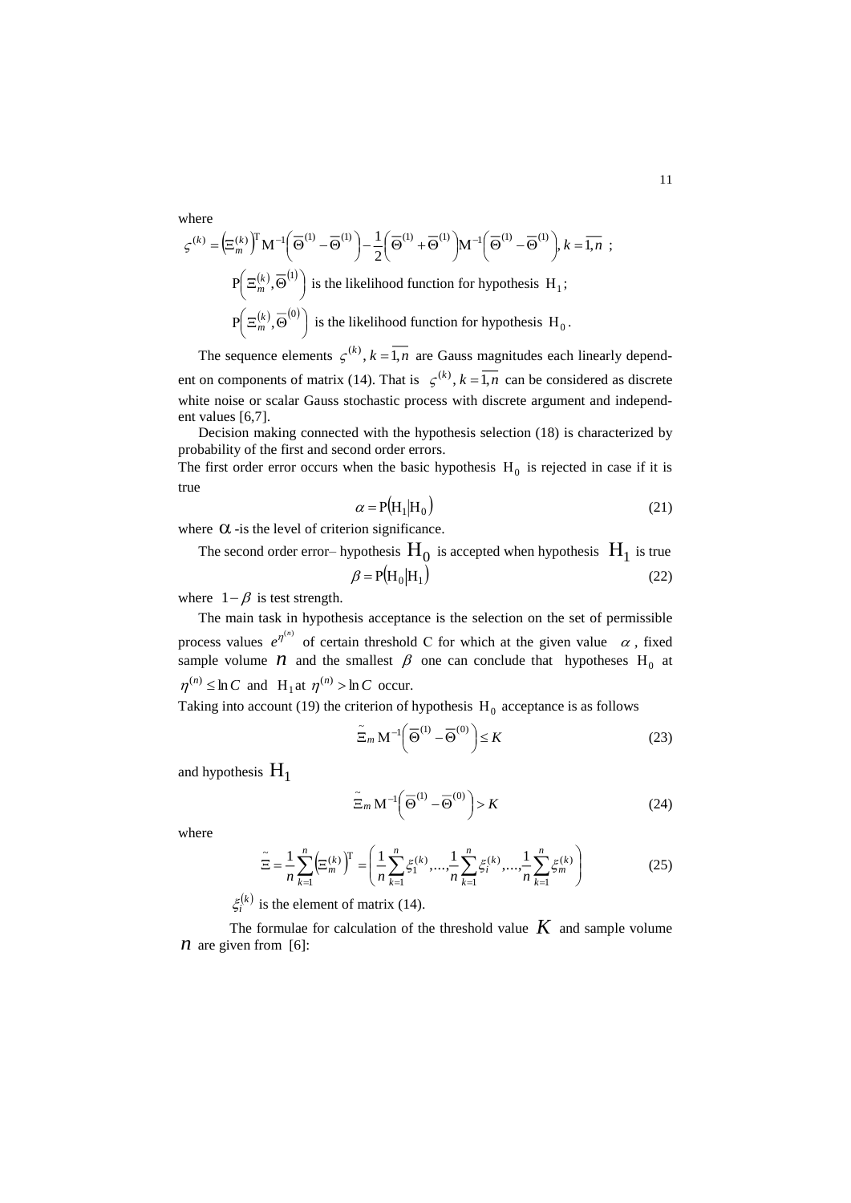where

$$\varsigma^{(k)} = \left(\Xi_m^{(k)}\right)^{\mathrm{T}} \mathrm{M}^{-1}\left(\overline{\Theta}^{(1)} - \overline{\Theta}^{(1)}\right) - \frac{1}{2}\left(\overline{\Theta}^{(1)} + \overline{\Theta}^{(1)}\right)\mathrm{M}^{-1}\left(\overline{\Theta}^{(1)} - \overline{\Theta}^{(1)}\right),\ k = \overline{1,n}\ ;$$

$\mathrm{P}\left(\Xi_m^{(k)}, \overline{\Theta}^{(1)}\right)$ is the likelihood function for hypothesis $\mathrm{H}_1$;

$\mathrm{P}\left(\Xi_m^{(k)}, \overline{\Theta}^{(0)}\right)$ is the likelihood function for hypothesis $\mathrm{H}_0$.

The sequence elements $\varsigma^{(k)}, k = \overline{1,n}$ are Gauss magnitudes each linearly dependent on components of matrix (14). That is $\varsigma^{(k)}, k = \overline{1,n}$ can be considered as discrete white noise or scalar Gauss stochastic process with discrete argument and independent values [6,7].

Decision making connected with the hypothesis selection (18) is characterized by probability of the first and second order errors.

The first order error occurs when the basic hypothesis $\mathrm{H}_0$ is rejected in case if it is true

$$\alpha = \mathrm{P}\left(\mathrm{H}_1 \middle| \mathrm{H}_0\right) \tag{21}$$

where $\alpha$ -is the level of criterion significance.

The second order error– hypothesis $\mathrm{H}_0$ is accepted when hypothesis $\mathrm{H}_1$ is true

$$\beta = \mathrm{P}\left(\mathrm{H}_0 \middle| \mathrm{H}_1\right) \tag{22}$$

where $1-\beta$ is test strength.

The main task in hypothesis acceptance is the selection on the set of permissible process values $e^{\eta^{(n)}}$ of certain threshold C for which at the given value $\alpha$, fixed sample volume $n$ and the smallest $\beta$ one can conclude that hypotheses $\mathrm{H}_0$ at $\eta^{(n)} \le \ln C$ and $\mathrm{H}_1$ at $\eta^{(n)} > \ln C$ occur.

Taking into account (19) the criterion of hypothesis $\mathrm{H}_0$ acceptance is as follows

$$\tilde{\Xi}_m \mathrm{M}^{-1}\left(\overline{\Theta}^{(1)} - \overline{\Theta}^{(0)}\right) \le K \tag{23}$$

and hypothesis $\mathrm{H}_1$

$$\tilde{\Xi}_m \mathrm{M}^{-1}\left(\overline{\Theta}^{(1)} - \overline{\Theta}^{(0)}\right) > K \tag{24}$$

where

$$\tilde{\Xi} = \frac{1}{n}\sum_{k=1}^{n}\left(\Xi_m^{(k)}\right)^{\mathrm{T}} = \left(\frac{1}{n}\sum_{k=1}^{n}\xi_1^{(k)}, \ldots, \frac{1}{n}\sum_{k=1}^{n}\xi_i^{(k)}, \ldots, \frac{1}{n}\sum_{k=1}^{n}\xi_m^{(k)}\right) \tag{25}$$

$\xi_i^{(k)}$ is the element of matrix (14).

The formulae for calculation of the threshold value $K$ and sample volume $n$ are given from [6]: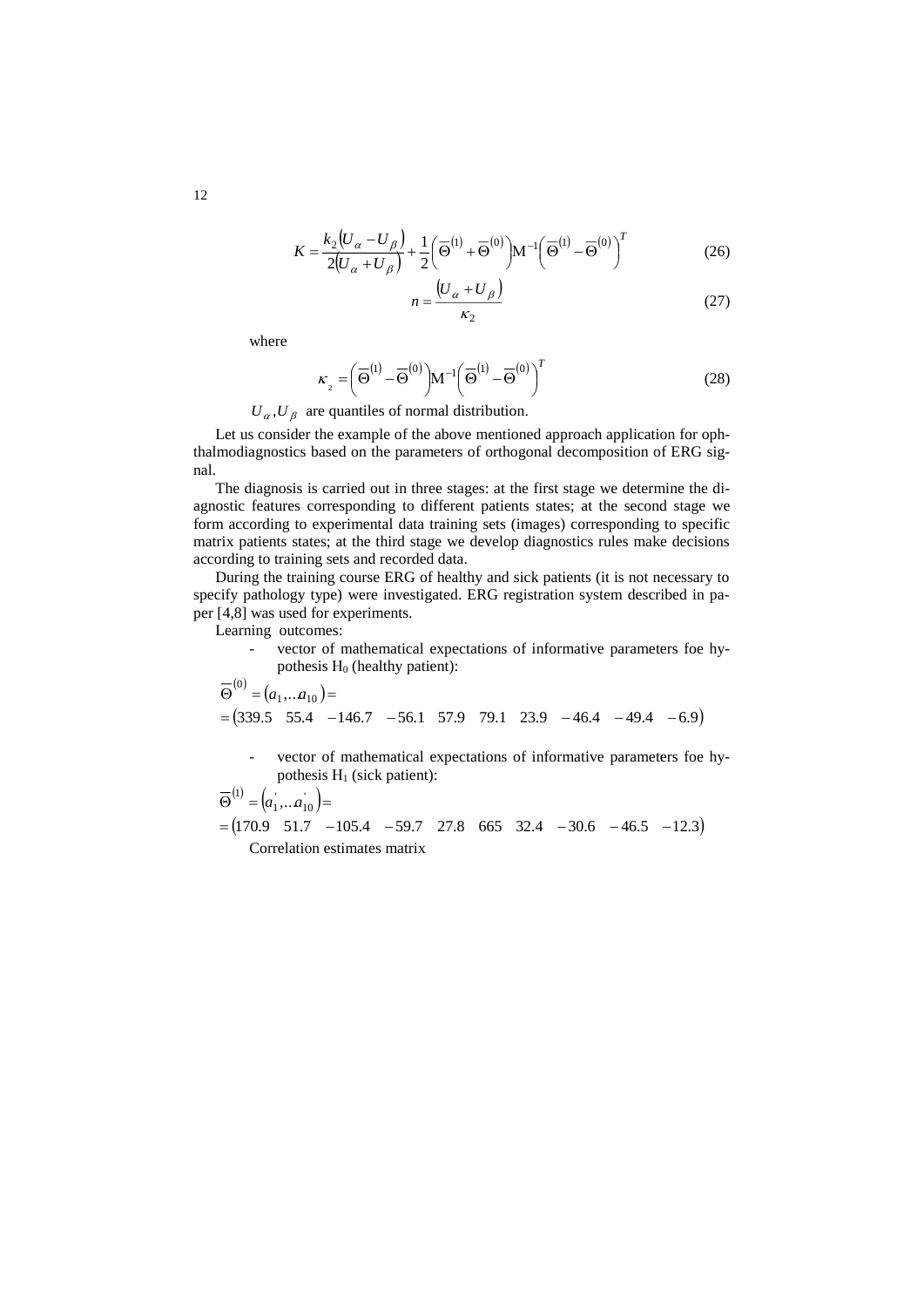$$K = \frac{k_2 (U_\alpha - U_\beta)}{2(U_\alpha + U_\beta)} + \frac{1}{2}\left(\overline{\Theta}^{(1)} + \overline{\Theta}^{(0)}\right) \mathrm{M}^{-1} \left(\overline{\Theta}^{(1)} - \overline{\Theta}^{(0)}\right)^T \tag{26}$$

$$n = \frac{(U_\alpha + U_\beta)}{\kappa_2} \tag{27}$$

where

$$\kappa_2 = \left(\overline{\Theta}^{(1)} - \overline{\Theta}^{(0)}\right) \mathrm{M}^{-1} \left(\overline{\Theta}^{(1)} - \overline{\Theta}^{(0)}\right)^T \tag{28}$$

$U_\alpha, U_\beta$ are quantiles of normal distribution.

Let us consider the example of the above mentioned approach application for ophthalmodiagnostics based on the parameters of orthogonal decomposition of ERG signal.

The diagnosis is carried out in three stages: at the first stage we determine the diagnostic features corresponding to different patients states; at the second stage we form according to experimental data training sets (images) corresponding to specific matrix patients states; at the third stage we develop diagnostics rules make decisions according to training sets and recorded data.

During the training course ERG of healthy and sick patients (it is not necessary to specify pathology type) were investigated. ERG registration system described in paper [4,8] was used for experiments.

Learning outcomes:

- vector of mathematical expectations of informative parameters foe hypothesis $H_0$ (healthy patient):

$$\overline{\Theta}^{(0)} = (a_1, .. a_{10}) = $$
$$= (339.5 \quad 55.4 \quad -146.7 \quad -56.1 \quad 57.9 \quad 79.1 \quad 23.9 \quad -46.4 \quad -49.4 \quad -6.9)$$

- vector of mathematical expectations of informative parameters foe hypothesis $H_1$ (sick patient):

$$\overline{\Theta}^{(1)} = (a_1^{'}, .. a_{10}^{'}) = $$
$$= (170.9 \quad 51.7 \quad -105.4 \quad -59.7 \quad 27.8 \quad 665 \quad 32.4 \quad -30.6 \quad -46.5 \quad -12.3)$$

Correlation estimates matrix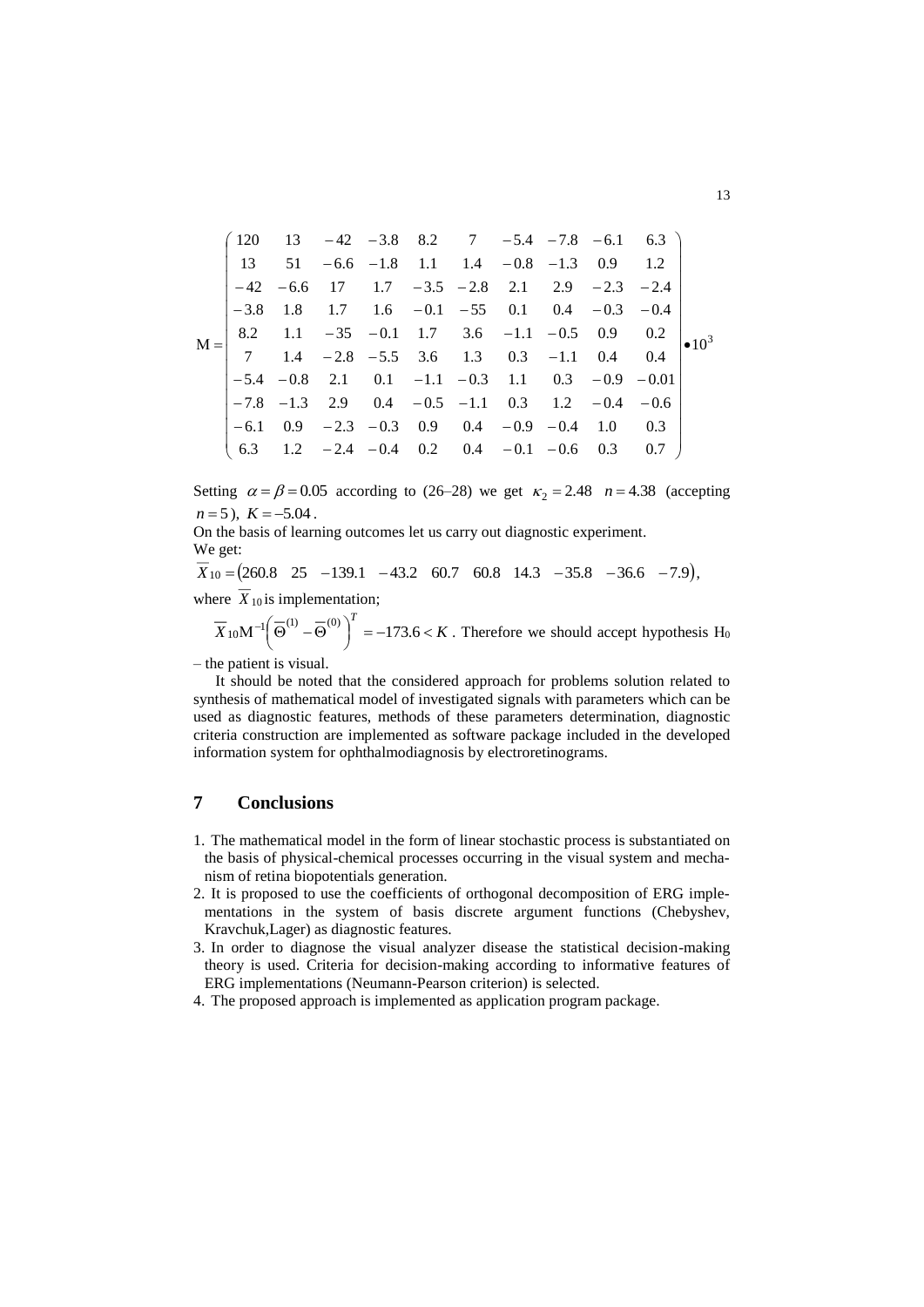$$
\mathrm{M} = \begin{pmatrix}
120 & 13 & -42 & -3.8 & 8.2 & 7 & -5.4 & -7.8 & -6.1 & 6.3 \\
13 & 51 & -6.6 & -1.8 & 1.1 & 1.4 & -0.8 & -1.3 & 0.9 & 1.2 \\
-42 & -6.6 & 17 & 1.7 & -3.5 & -2.8 & 2.1 & 2.9 & -2.3 & -2.4 \\
-3.8 & 1.8 & 1.7 & 1.6 & -0.1 & -55 & 0.1 & 0.4 & -0.3 & -0.4 \\
8.2 & 1.1 & -35 & -0.1 & 1.7 & 3.6 & -1.1 & -0.5 & 0.9 & 0.2 \\
7 & 1.4 & -2.8 & -5.5 & 3.6 & 1.3 & 0.3 & -1.1 & 0.4 & 0.4 \\
-5.4 & -0.8 & 2.1 & 0.1 & -1.1 & -0.3 & 1.1 & 0.3 & -0.9 & -0.01 \\
-7.8 & -1.3 & 2.9 & 0.4 & -0.5 & -1.1 & 0.3 & 1.2 & -0.4 & -0.6 \\
-6.1 & 0.9 & -2.3 & -0.3 & 0.9 & 0.4 & -0.9 & -0.4 & 1.0 & 0.3 \\
6.3 & 1.2 & -2.4 & -0.4 & 0.2 & 0.4 & -0.1 & -0.6 & 0.3 & 0.7
\end{pmatrix} \bullet 10^3
$$

Setting $\alpha = \beta = 0.05$ according to (26–28) we get $\kappa_2 = 2.48$ $n = 4.38$ (accepting $n = 5$), $K = -5.04$.

On the basis of learning outcomes let us carry out diagnostic experiment.

We get:

$\overline{X}_{10} = (260.8 \quad 25 \quad -139.1 \quad -43.2 \quad 60.7 \quad 60.8 \quad 14.3 \quad -35.8 \quad -36.6 \quad -7.9)$,

where $\overline{X}_{10}$ is implementation;

$\overline{X}_{10}\mathrm{M}^{-1}\left(\overline{\Theta}^{(1)} - \overline{\Theta}^{(0)}\right)^T = -173.6 < K$. Therefore we should accept hypothesis $\mathrm{H}_0$ – the patient is visual.

It should be noted that the considered approach for problems solution related to synthesis of mathematical model of investigated signals with parameters which can be used as diagnostic features, methods of these parameters determination, diagnostic criteria construction are implemented as software package included in the developed information system for ophthalmodiagnosis by electroretinograms.

## 7 Conclusions

1. The mathematical model in the form of linear stochastic process is substantiated on the basis of physical-chemical processes occurring in the visual system and mechanism of retina biopotentials generation.
2. It is proposed to use the coefficients of orthogonal decomposition of ERG implementations in the system of basis discrete argument functions (Chebyshev, Kravchuk,Lager) as diagnostic features.
3. In order to diagnose the visual analyzer disease the statistical decision-making theory is used. Criteria for decision-making according to informative features of ERG implementations (Neumann-Pearson criterion) is selected.
4. The proposed approach is implemented as application program package.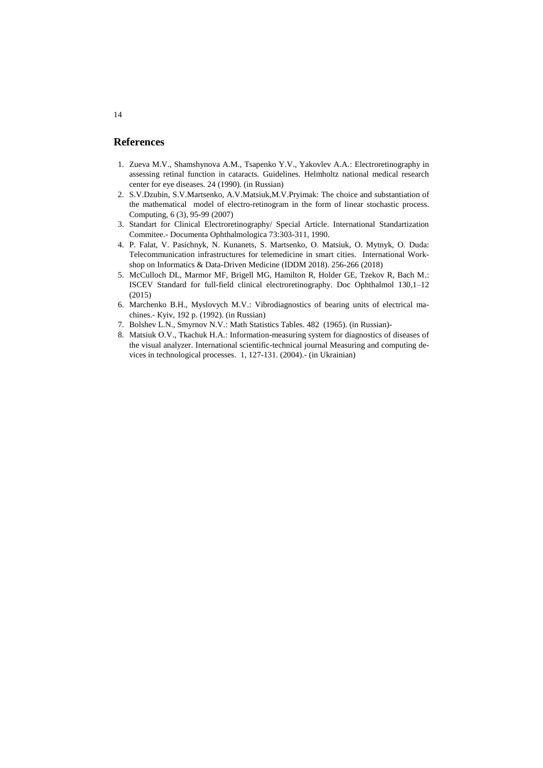## References

1. Zueva M.V., Shamshynova A.M., Tsapenko Y.V., Yakovlev A.A.: Electroretinography in assessing retinal function in cataracts. Guidelines. Helmholtz national medical research center for eye diseases. 24 (1990). (in Russian)
2. S.V.Dzubin, S.V.Martsenko, A.V.Matsiuk,M.V.Pryimak: The choice and substantiation of the mathematical model of electro-retinogram in the form of linear stochastic process. Computing, 6 (3), 95-99 (2007)
3. Standart for Clinical Electroretinography/ Special Article. International Standartization Commitee.- Documenta Ophthalmologica 73:303-311, 1990.
4. P. Falat, V. Pasichnyk, N. Kunanets, S. Martsenko, O. Matsiuk, O. Mytnyk, O. Duda: Telecommunication infrastructures for telemedicine in smart cities. International Workshop on Informatics & Data-Driven Medicine (IDDM 2018). 256-266 (2018)
5. McCulloch DL, Marmor MF, Brigell MG, Hamilton R, Holder GE, Tzekov R, Bach M.: ISCEV Standard for full-field clinical electroretinography. Doc Ophthalmol 130,1–12 (2015)
6. Marchenko B.H., Myslovych M.V.: Vibrodiagnostics of bearing units of electrical machines.- Kyiv, 192 p. (1992). (in Russian)
7. Bolshev L.N., Smyrnov N.V.: Math Statistics Tables. 482 (1965). (in Russian)-
8. Matsiuk O.V., Tkachuk H.A.: Information-measuring system for diagnostics of diseases of the visual analyzer. International scientific-technical journal Measuring and computing devices in technological processes. 1, 127-131. (2004).- (in Ukrainian)